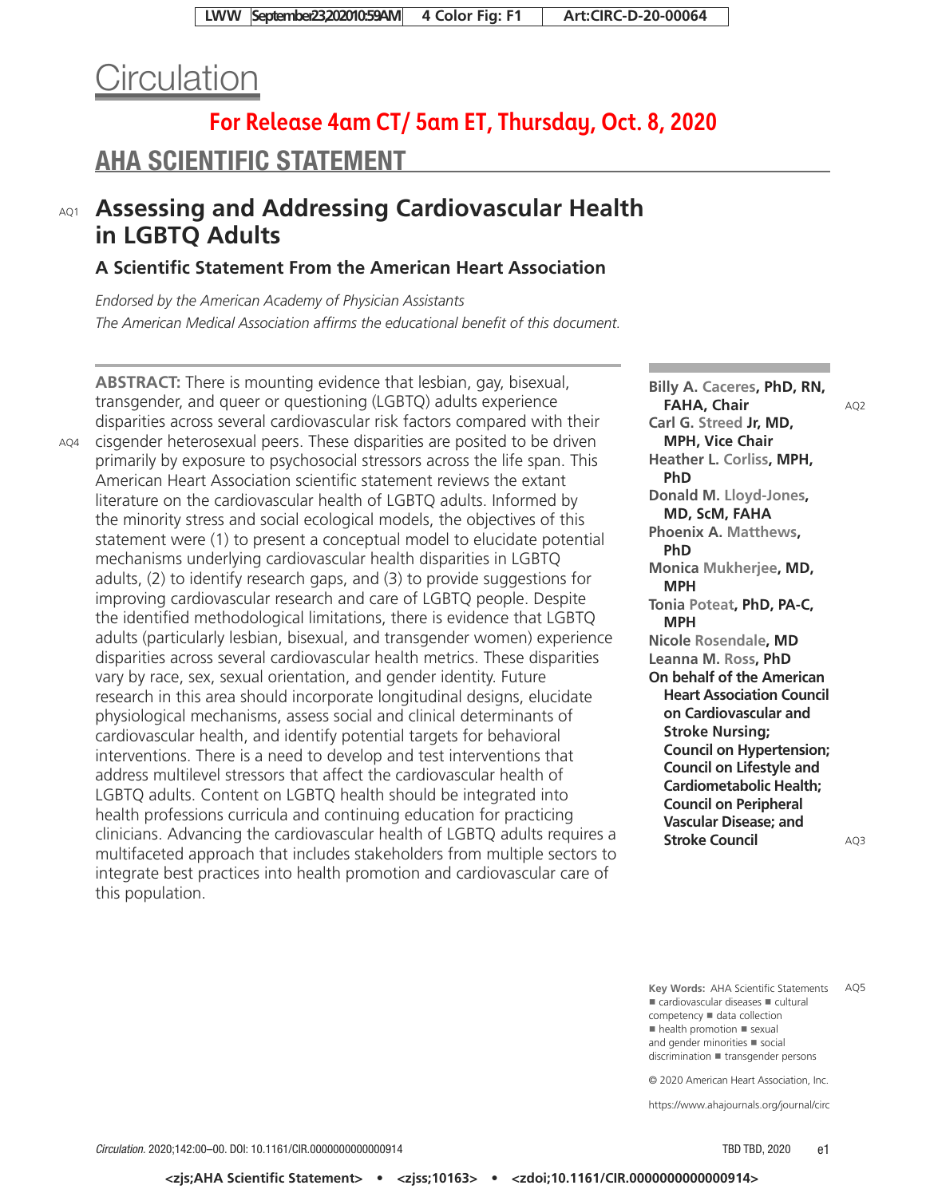Circulation

**For Release 4am CT/ 5am ET, Thursday, Oct. 8, 2020**

## AHA SCIENTIFIC STATEMENT

# Assessing and Addressing Cardiovascular Health in LGBTQ Adults

### A Scientific Statement From the American Heart Association

*Endorsed by the American Academy of Physician Assistants*

*The American Medical Association affirms the educational benefit of this document.*

**ABSTRACT:** There is mounting evidence that lesbian, gay, bisexual, transgender, and queer or questioning (LGBTQ) adults experience disparities across several cardiovascular risk factors compared with their cisgender heterosexual peers. These disparities are posited to be driven primarily by exposure to psychosocial stressors across the life span. This American Heart Association scientific statement reviews the extant literature on the cardiovascular health of LGBTQ adults. Informed by the minority stress and social ecological models, the objectives of this statement were (1) to present a conceptual model to elucidate potential mechanisms underlying cardiovascular health disparities in LGBTQ adults, (2) to identify research gaps, and (3) to provide suggestions for improving cardiovascular research and care of LGBTQ people. Despite the identified methodological limitations, there is evidence that LGBTQ adults (particularly lesbian, bisexual, and transgender women) experience disparities across several cardiovascular health metrics. These disparities vary by race, sex, sexual orientation, and gender identity. Future research in this area should incorporate longitudinal designs, elucidate physiological mechanisms, assess social and clinical determinants of cardiovascular health, and identify potential targets for behavioral interventions. There is a need to develop and test interventions that address multilevel stressors that affect the cardiovascular health of LGBTQ adults. Content on LGBTQ health should be integrated into health professions curricula and continuing education for practicing clinicians. Advancing the cardiovascular health of LGBTQ adults requires a multifaceted approach that includes stakeholders from multiple sectors to integrate best practices into health promotion and cardiovascular care of this population.

**Billy A. Caceres, PhD, RN, FAHA, Chair**
**Carl G. Streed Jr, MD, MPH, Vice Chair**
**Heather L. Corliss, MPH, PhD**
**Donald M. Lloyd-Jones, MD, ScM, FAHA**
**Phoenix A. Matthews, PhD**
**Monica Mukherjee, MD, MPH**
**Tonia Poteat, PhD, PA-C, MPH**
**Nicole Rosendale, MD**
**Leanna M. Ross, PhD**
**On behalf of the American Heart Association Council on Cardiovascular and Stroke Nursing; Council on Hypertension; Council on Lifestyle and Cardiometabolic Health; Council on Peripheral Vascular Disease; and Stroke Council**

**Key Words:** AHA Scientific Statements ■ cardiovascular diseases ■ cultural competency ■ data collection ■ health promotion ■ sexual and gender minorities ■ social discrimination ■ transgender persons

© 2020 American Heart Association, Inc.

https://www.ahajournals.org/journal/circ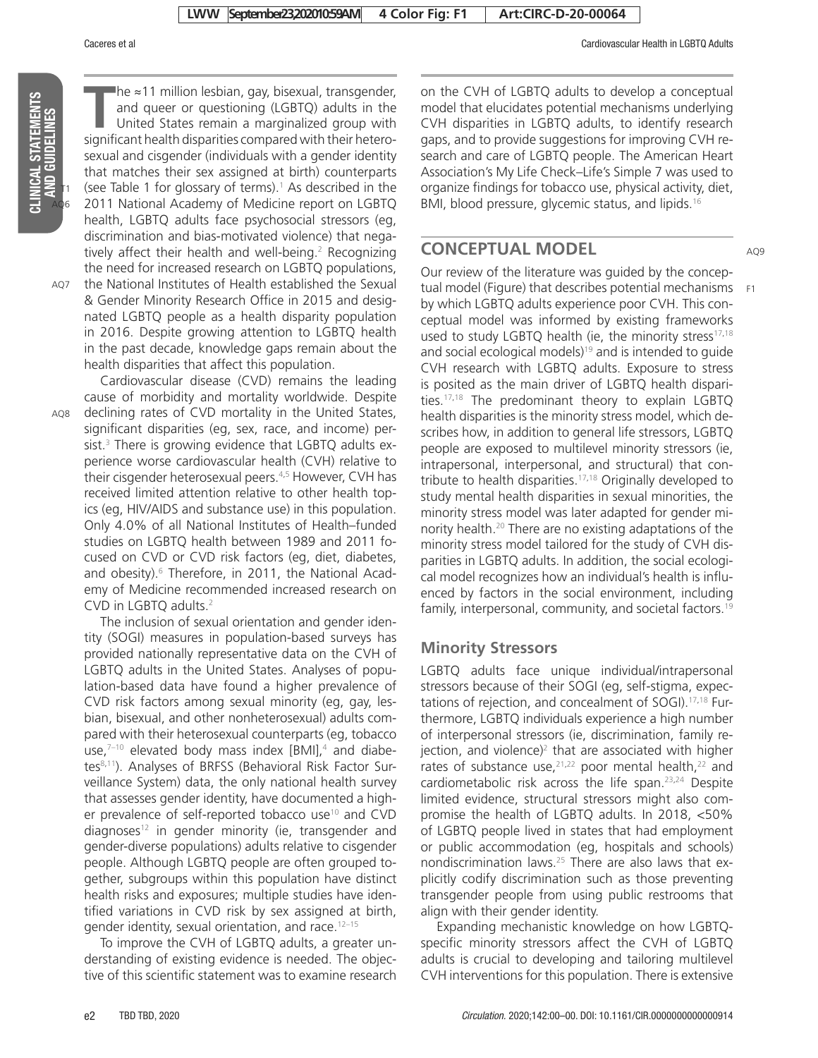The ≈11 million lesbian, gay, bisexual, transgender, and queer or questioning (LGBTQ) adults in the United States remain a marginalized group with significant health disparities compared with their heterosexual and cisgender (individuals with a gender identity that matches their sex assigned at birth) counterparts (see Table 1 for glossary of terms).[1] As described in the 2011 National Academy of Medicine report on LGBTQ health, LGBTQ adults face psychosocial stressors (eg, discrimination and bias-motivated violence) that negatively affect their health and well-being.[2] Recognizing the need for increased research on LGBTQ populations, the National Institutes of Health established the Sexual & Gender Minority Research Office in 2015 and designated LGBTQ people as a health disparity population in 2016. Despite growing attention to LGBTQ health in the past decade, knowledge gaps remain about the health disparities that affect this population.

Cardiovascular disease (CVD) remains the leading cause of morbidity and mortality worldwide. Despite declining rates of CVD mortality in the United States, significant disparities (eg, sex, race, and income) persist.[3] There is growing evidence that LGBTQ adults experience worse cardiovascular health (CVH) relative to their cisgender heterosexual peers.[4,5] However, CVH has received limited attention relative to other health topics (eg, HIV/AIDS and substance use) in this population. Only 4.0% of all National Institutes of Health–funded studies on LGBTQ health between 1989 and 2011 focused on CVD or CVD risk factors (eg, diet, diabetes, and obesity).[6] Therefore, in 2011, the National Academy of Medicine recommended increased research on CVD in LGBTQ adults.[2]

The inclusion of sexual orientation and gender identity (SOGI) measures in population-based surveys has provided nationally representative data on the CVH of LGBTQ adults in the United States. Analyses of population-based data have found a higher prevalence of CVD risk factors among sexual minority (eg, gay, lesbian, bisexual, and other nonheterosexual) adults compared with their heterosexual counterparts (eg, tobacco use,[7–10] elevated body mass index [BMI],[4] and diabetes[8,11]). Analyses of BRFSS (Behavioral Risk Factor Surveillance System) data, the only national health survey that assesses gender identity, have documented a higher prevalence of self-reported tobacco use[10] and CVD diagnoses[12] in gender minority (ie, transgender and gender-diverse populations) adults relative to cisgender people. Although LGBTQ people are often grouped together, subgroups within this population have distinct health risks and exposures; multiple studies have identified variations in CVD risk by sex assigned at birth, gender identity, sexual orientation, and race.[12–15]

To improve the CVH of LGBTQ adults, a greater understanding of existing evidence is needed. The objective of this scientific statement was to examine research on the CVH of LGBTQ adults to develop a conceptual model that elucidates potential mechanisms underlying CVH disparities in LGBTQ adults, to identify research gaps, and to provide suggestions for improving CVH research and care of LGBTQ people. The American Heart Association's My Life Check–Life's Simple 7 was used to organize findings for tobacco use, physical activity, diet, BMI, blood pressure, glycemic status, and lipids.[16]

## CONCEPTUAL MODEL

Our review of the literature was guided by the conceptual model (Figure) that describes potential mechanisms by which LGBTQ adults experience poor CVH. This conceptual model was informed by existing frameworks used to study LGBTQ health (ie, the minority stress[17,18] and social ecological models)[19] and is intended to guide CVH research with LGBTQ adults. Exposure to stress is posited as the main driver of LGBTQ health disparities.[17,18] The predominant theory to explain LGBTQ health disparities is the minority stress model, which describes how, in addition to general life stressors, LGBTQ people are exposed to multilevel minority stressors (ie, intrapersonal, interpersonal, and structural) that contribute to health disparities.[17,18] Originally developed to study mental health disparities in sexual minorities, the minority stress model was later adapted for gender minority health.[20] There are no existing adaptations of the minority stress model tailored for the study of CVH disparities in LGBTQ adults. In addition, the social ecological model recognizes how an individual's health is influenced by factors in the social environment, including family, interpersonal, community, and societal factors.[19]

### Minority Stressors

LGBTQ adults face unique individual/intrapersonal stressors because of their SOGI (eg, self-stigma, expectations of rejection, and concealment of SOGI).[17,18] Furthermore, LGBTQ individuals experience a high number of interpersonal stressors (ie, discrimination, family rejection, and violence)[2] that are associated with higher rates of substance use,[21,22] poor mental health,[22] and cardiometabolic risk across the life span.[23,24] Despite limited evidence, structural stressors might also compromise the health of LGBTQ adults. In 2018, <50% of LGBTQ people lived in states that had employment or public accommodation (eg, hospitals and schools) nondiscrimination laws.[25] There are also laws that explicitly codify discrimination such as those preventing transgender people from using public restrooms that align with their gender identity.

Expanding mechanistic knowledge on how LGBTQ-specific minority stressors affect the CVH of LGBTQ adults is crucial to developing and tailoring multilevel CVH interventions for this population. There is extensive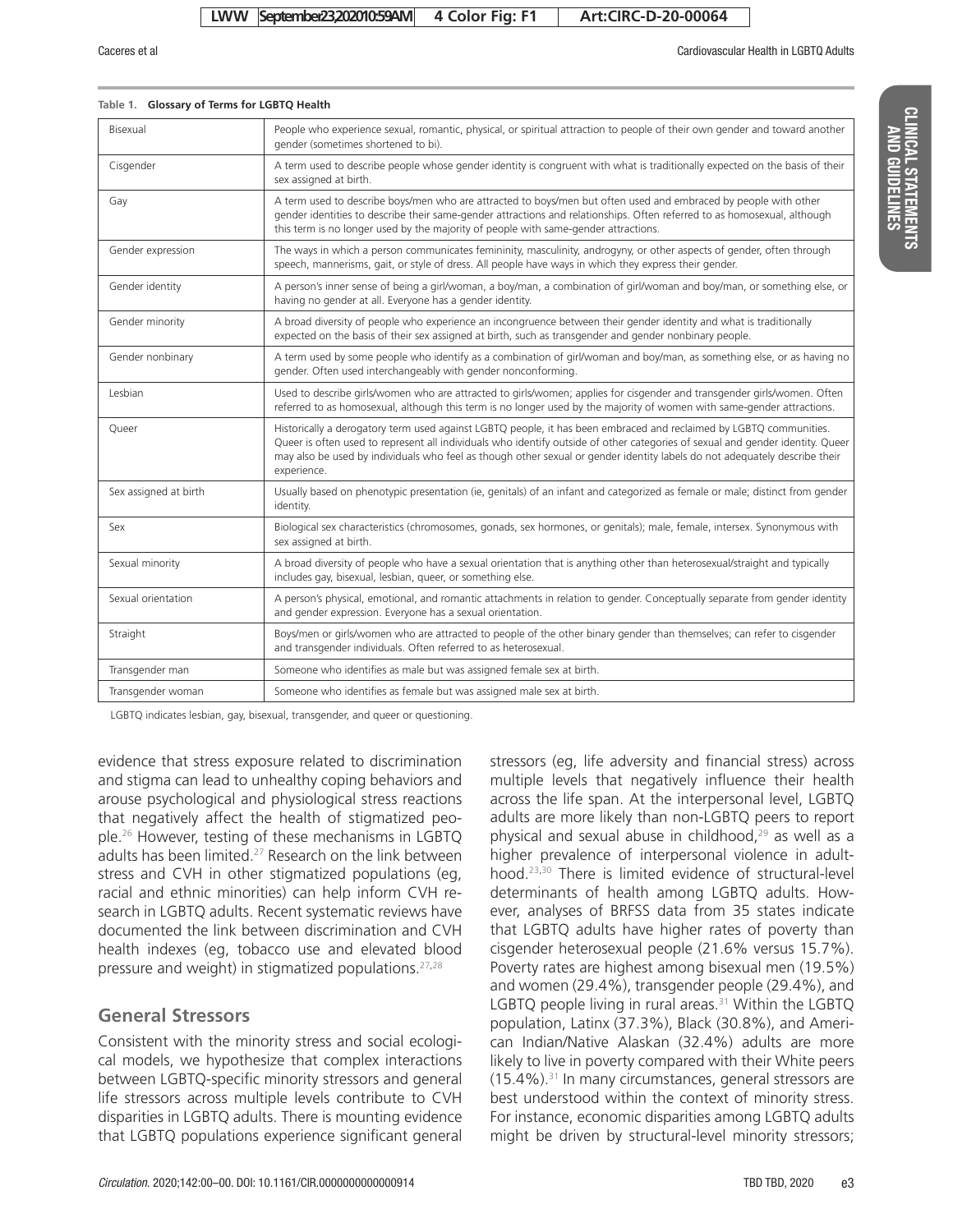**Table 1. Glossary of Terms for LGBTQ Health**

| | |
|---|---|
| Bisexual | People who experience sexual, romantic, physical, or spiritual attraction to people of their own gender and toward another gender (sometimes shortened to bi). |
| Cisgender | A term used to describe people whose gender identity is congruent with what is traditionally expected on the basis of their sex assigned at birth. |
| Gay | A term used to describe boys/men who are attracted to boys/men but often used and embraced by people with other gender identities to describe their same-gender attractions and relationships. Often referred to as homosexual, although this term is no longer used by the majority of people with same-gender attractions. |
| Gender expression | The ways in which a person communicates femininity, masculinity, androgyny, or other aspects of gender, often through speech, mannerisms, gait, or style of dress. All people have ways in which they express their gender. |
| Gender identity | A person's inner sense of being a girl/woman, a boy/man, a combination of girl/woman and boy/man, or something else, or having no gender at all. Everyone has a gender identity. |
| Gender minority | A broad diversity of people who experience an incongruence between their gender identity and what is traditionally expected on the basis of their sex assigned at birth, such as transgender and gender nonbinary people. |
| Gender nonbinary | A term used by some people who identify as a combination of girl/woman and boy/man, as something else, or as having no gender. Often used interchangeably with gender nonconforming. |
| Lesbian | Used to describe girls/women who are attracted to girls/women; applies for cisgender and transgender girls/women. Often referred to as homosexual, although this term is no longer used by the majority of women with same-gender attractions. |
| Queer | Historically a derogatory term used against LGBTQ people, it has been embraced and reclaimed by LGBTQ communities. Queer is often used to represent all individuals who identify outside of other categories of sexual and gender identity. Queer may also be used by individuals who feel as though other sexual or gender identity labels do not adequately describe their experience. |
| Sex assigned at birth | Usually based on phenotypic presentation (ie, genitals) of an infant and categorized as female or male; distinct from gender identity. |
| Sex | Biological sex characteristics (chromosomes, gonads, sex hormones, or genitals); male, female, intersex. Synonymous with sex assigned at birth. |
| Sexual minority | A broad diversity of people who have a sexual orientation that is anything other than heterosexual/straight and typically includes gay, bisexual, lesbian, queer, or something else. |
| Sexual orientation | A person's physical, emotional, and romantic attachments in relation to gender. Conceptually separate from gender identity and gender expression. Everyone has a sexual orientation. |
| Straight | Boys/men or girls/women who are attracted to people of the other binary gender than themselves; can refer to cisgender and transgender individuals. Often referred to as heterosexual. |
| Transgender man | Someone who identifies as male but was assigned female sex at birth. |
| Transgender woman | Someone who identifies as female but was assigned male sex at birth. |

LGBTQ indicates lesbian, gay, bisexual, transgender, and queer or questioning.

evidence that stress exposure related to discrimination and stigma can lead to unhealthy coping behaviors and arouse psychological and physiological stress reactions that negatively affect the health of stigmatized people.[26] However, testing of these mechanisms in LGBTQ adults has been limited.[27] Research on the link between stress and CVH in other stigmatized populations (eg, racial and ethnic minorities) can help inform CVH research in LGBTQ adults. Recent systematic reviews have documented the link between discrimination and CVH health indexes (eg, tobacco use and elevated blood pressure and weight) in stigmatized populations.[27,28]

## General Stressors

Consistent with the minority stress and social ecological models, we hypothesize that complex interactions between LGBTQ-specific minority stressors and general life stressors across multiple levels contribute to CVH disparities in LGBTQ adults. There is mounting evidence that LGBTQ populations experience significant general stressors (eg, life adversity and financial stress) across multiple levels that negatively influence their health across the life span. At the interpersonal level, LGBTQ adults are more likely than non-LGBTQ peers to report physical and sexual abuse in childhood,[29] as well as a higher prevalence of interpersonal violence in adulthood.[23,30] There is limited evidence of structural-level determinants of health among LGBTQ adults. However, analyses of BRFSS data from 35 states indicate that LGBTQ adults have higher rates of poverty than cisgender heterosexual people (21.6% versus 15.7%). Poverty rates are highest among bisexual men (19.5%) and women (29.4%), transgender people (29.4%), and LGBTQ people living in rural areas.[31] Within the LGBTQ population, Latinx (37.3%), Black (30.8%), and American Indian/Native Alaskan (32.4%) adults are more likely to live in poverty compared with their White peers (15.4%).[31] In many circumstances, general stressors are best understood within the context of minority stress. For instance, economic disparities among LGBTQ adults might be driven by structural-level minority stressors;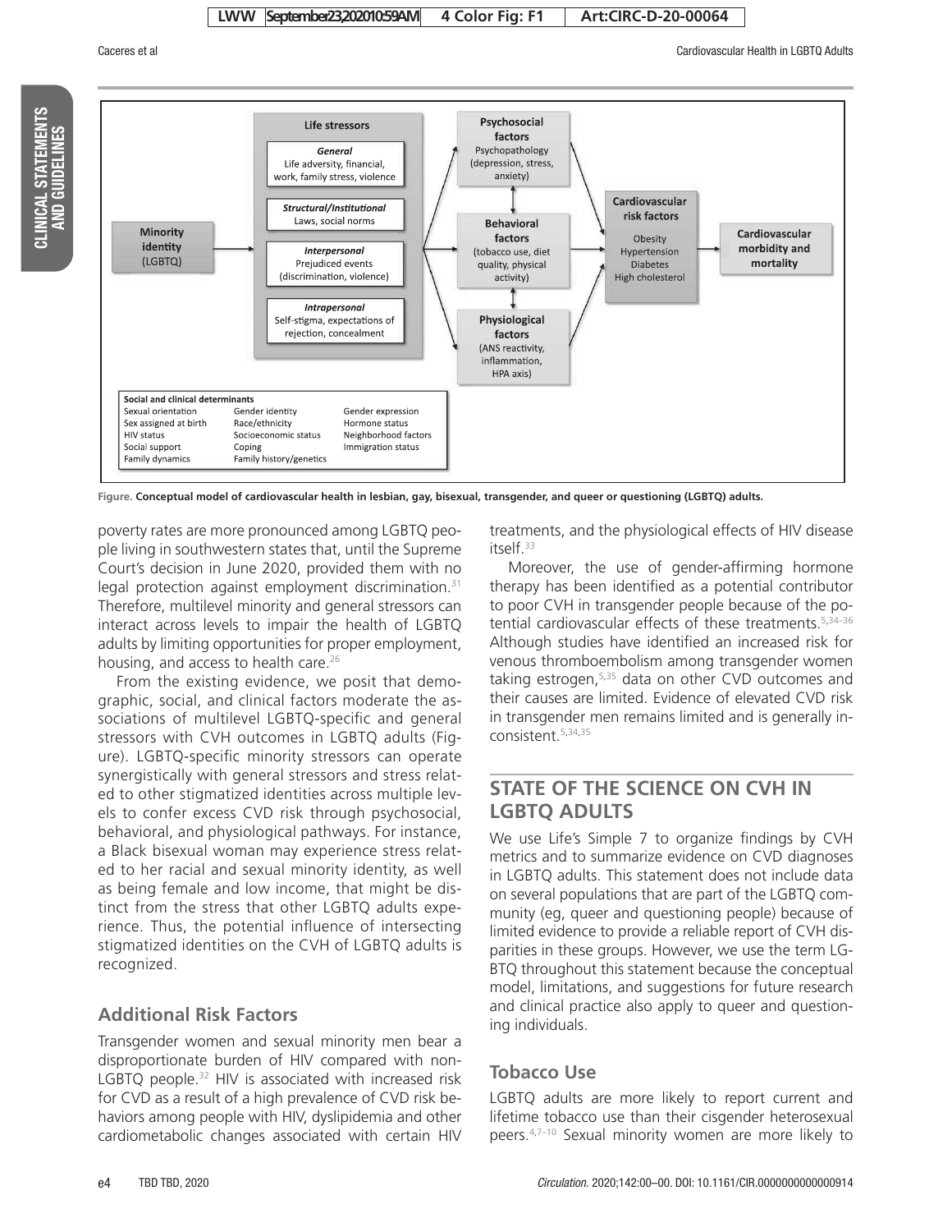Figure. **Conceptual model of cardiovascular health in lesbian, gay, bisexual, transgender, and queer or questioning (LGBTQ) adults.**

poverty rates are more pronounced among LGBTQ people living in southwestern states that, until the Supreme Court's decision in June 2020, provided them with no legal protection against employment discrimination.[31] Therefore, multilevel minority and general stressors can interact across levels to impair the health of LGBTQ adults by limiting opportunities for proper employment, housing, and access to health care.[26]

From the existing evidence, we posit that demographic, social, and clinical factors moderate the associations of multilevel LGBTQ-specific and general stressors with CVH outcomes in LGBTQ adults (Figure). LGBTQ-specific minority stressors can operate synergistically with general stressors and stress related to other stigmatized identities across multiple levels to confer excess CVD risk through psychosocial, behavioral, and physiological pathways. For instance, a Black bisexual woman may experience stress related to her racial and sexual minority identity, as well as being female and low income, that might be distinct from the stress that other LGBTQ adults experience. Thus, the potential influence of intersecting stigmatized identities on the CVH of LGBTQ adults is recognized.

### Additional Risk Factors

Transgender women and sexual minority men bear a disproportionate burden of HIV compared with non-LGBTQ people.[32] HIV is associated with increased risk for CVD as a result of a high prevalence of CVD risk behaviors among people with HIV, dyslipidemia and other cardiometabolic changes associated with certain HIV treatments, and the physiological effects of HIV disease itself.[33]

Moreover, the use of gender-affirming hormone therapy has been identified as a potential contributor to poor CVH in transgender people because of the potential cardiovascular effects of these treatments.[5,34–36] Although studies have identified an increased risk for venous thromboembolism among transgender women taking estrogen,[5,35] data on other CVD outcomes and their causes are limited. Evidence of elevated CVD risk in transgender men remains limited and is generally inconsistent.[5,34,35]

## STATE OF THE SCIENCE ON CVH IN LGBTQ ADULTS

We use Life's Simple 7 to organize findings by CVH metrics and to summarize evidence on CVD diagnoses in LGBTQ adults. This statement does not include data on several populations that are part of the LGBTQ community (eg, queer and questioning people) because of limited evidence to provide a reliable report of CVH disparities in these groups. However, we use the term LGBTQ throughout this statement because the conceptual model, limitations, and suggestions for future research and clinical practice also apply to queer and questioning individuals.

### Tobacco Use

LGBTQ adults are more likely to report current and lifetime tobacco use than their cisgender heterosexual peers.[4,7–10] Sexual minority women are more likely to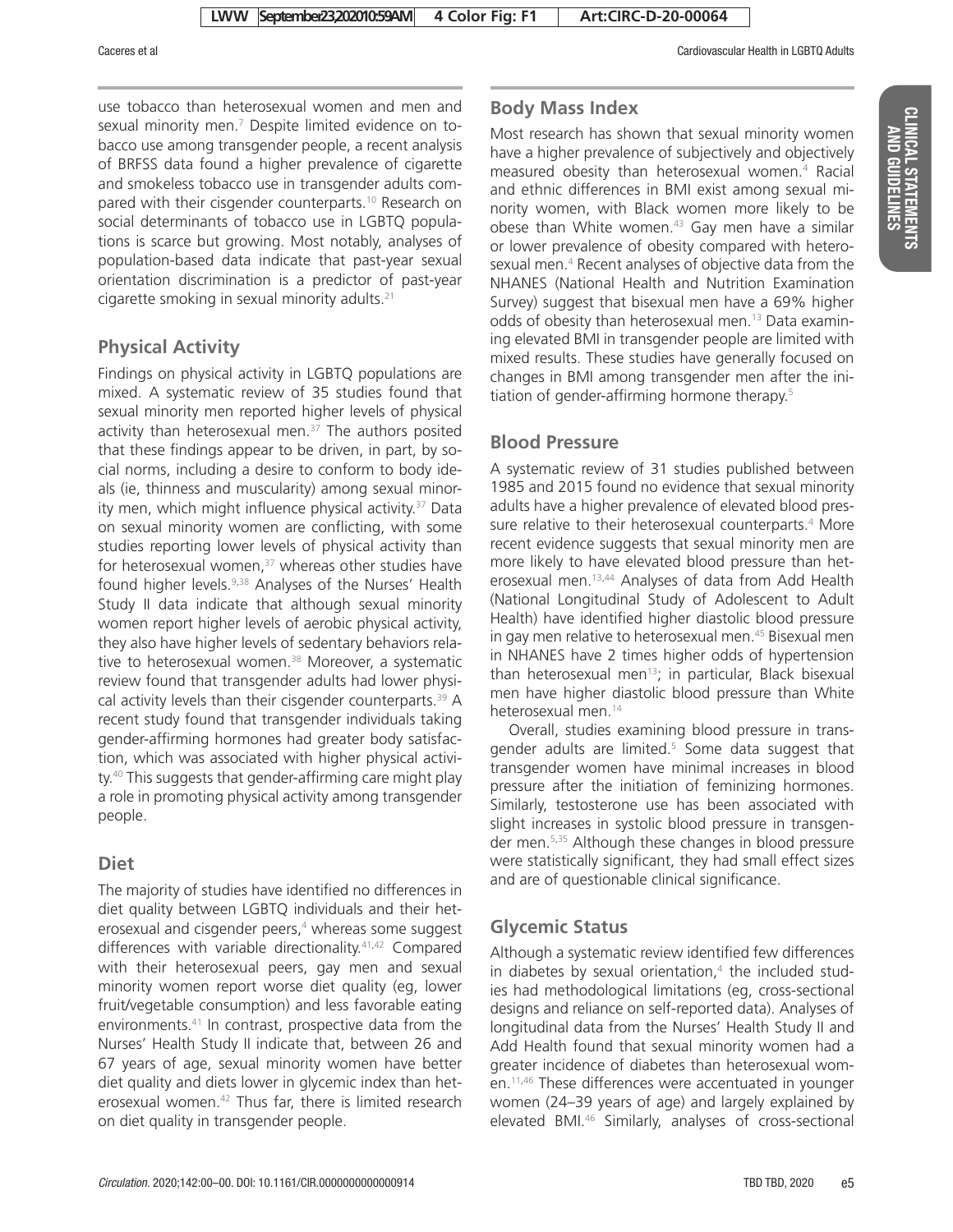use tobacco than heterosexual women and men and sexual minority men.[7] Despite limited evidence on tobacco use among transgender people, a recent analysis of BRFSS data found a higher prevalence of cigarette and smokeless tobacco use in transgender adults compared with their cisgender counterparts.[10] Research on social determinants of tobacco use in LGBTQ populations is scarce but growing. Most notably, analyses of population-based data indicate that past-year sexual orientation discrimination is a predictor of past-year cigarette smoking in sexual minority adults.[21]

## Physical Activity

Findings on physical activity in LGBTQ populations are mixed. A systematic review of 35 studies found that sexual minority men reported higher levels of physical activity than heterosexual men.[37] The authors posited that these findings appear to be driven, in part, by social norms, including a desire to conform to body ideals (ie, thinness and muscularity) among sexual minority men, which might influence physical activity.[37] Data on sexual minority women are conflicting, with some studies reporting lower levels of physical activity than for heterosexual women,[37] whereas other studies have found higher levels.[9,38] Analyses of the Nurses' Health Study II data indicate that although sexual minority women report higher levels of aerobic physical activity, they also have higher levels of sedentary behaviors relative to heterosexual women.[38] Moreover, a systematic review found that transgender adults had lower physical activity levels than their cisgender counterparts.[39] A recent study found that transgender individuals taking gender-affirming hormones had greater body satisfaction, which was associated with higher physical activity.[40] This suggests that gender-affirming care might play a role in promoting physical activity among transgender people.

## Diet

The majority of studies have identified no differences in diet quality between LGBTQ individuals and their heterosexual and cisgender peers,[4] whereas some suggest differences with variable directionality.[41,42] Compared with their heterosexual peers, gay men and sexual minority women report worse diet quality (eg, lower fruit/vegetable consumption) and less favorable eating environments.[41] In contrast, prospective data from the Nurses' Health Study II indicate that, between 26 and 67 years of age, sexual minority women have better diet quality and diets lower in glycemic index than heterosexual women.[42] Thus far, there is limited research on diet quality in transgender people.

## Body Mass Index

Most research has shown that sexual minority women have a higher prevalence of subjectively and objectively measured obesity than heterosexual women.[4] Racial and ethnic differences in BMI exist among sexual minority women, with Black women more likely to be obese than White women.[43] Gay men have a similar or lower prevalence of obesity compared with heterosexual men.[4] Recent analyses of objective data from the NHANES (National Health and Nutrition Examination Survey) suggest that bisexual men have a 69% higher odds of obesity than heterosexual men.[13] Data examining elevated BMI in transgender people are limited with mixed results. These studies have generally focused on changes in BMI among transgender men after the initiation of gender-affirming hormone therapy.[5]

## Blood Pressure

A systematic review of 31 studies published between 1985 and 2015 found no evidence that sexual minority adults have a higher prevalence of elevated blood pressure relative to their heterosexual counterparts.[4] More recent evidence suggests that sexual minority men are more likely to have elevated blood pressure than heterosexual men.[13,44] Analyses of data from Add Health (National Longitudinal Study of Adolescent to Adult Health) have identified higher diastolic blood pressure in gay men relative to heterosexual men.[45] Bisexual men in NHANES have 2 times higher odds of hypertension than heterosexual men[13]; in particular, Black bisexual men have higher diastolic blood pressure than White heterosexual men.[14]

Overall, studies examining blood pressure in transgender adults are limited.[5] Some data suggest that transgender women have minimal increases in blood pressure after the initiation of feminizing hormones. Similarly, testosterone use has been associated with slight increases in systolic blood pressure in transgender men.[5,35] Although these changes in blood pressure were statistically significant, they had small effect sizes and are of questionable clinical significance.

## Glycemic Status

Although a systematic review identified few differences in diabetes by sexual orientation,[4] the included studies had methodological limitations (eg, cross-sectional designs and reliance on self-reported data). Analyses of longitudinal data from the Nurses' Health Study II and Add Health found that sexual minority women had a greater incidence of diabetes than heterosexual women.[11,46] These differences were accentuated in younger women (24–39 years of age) and largely explained by elevated BMI.[46] Similarly, analyses of cross-sectional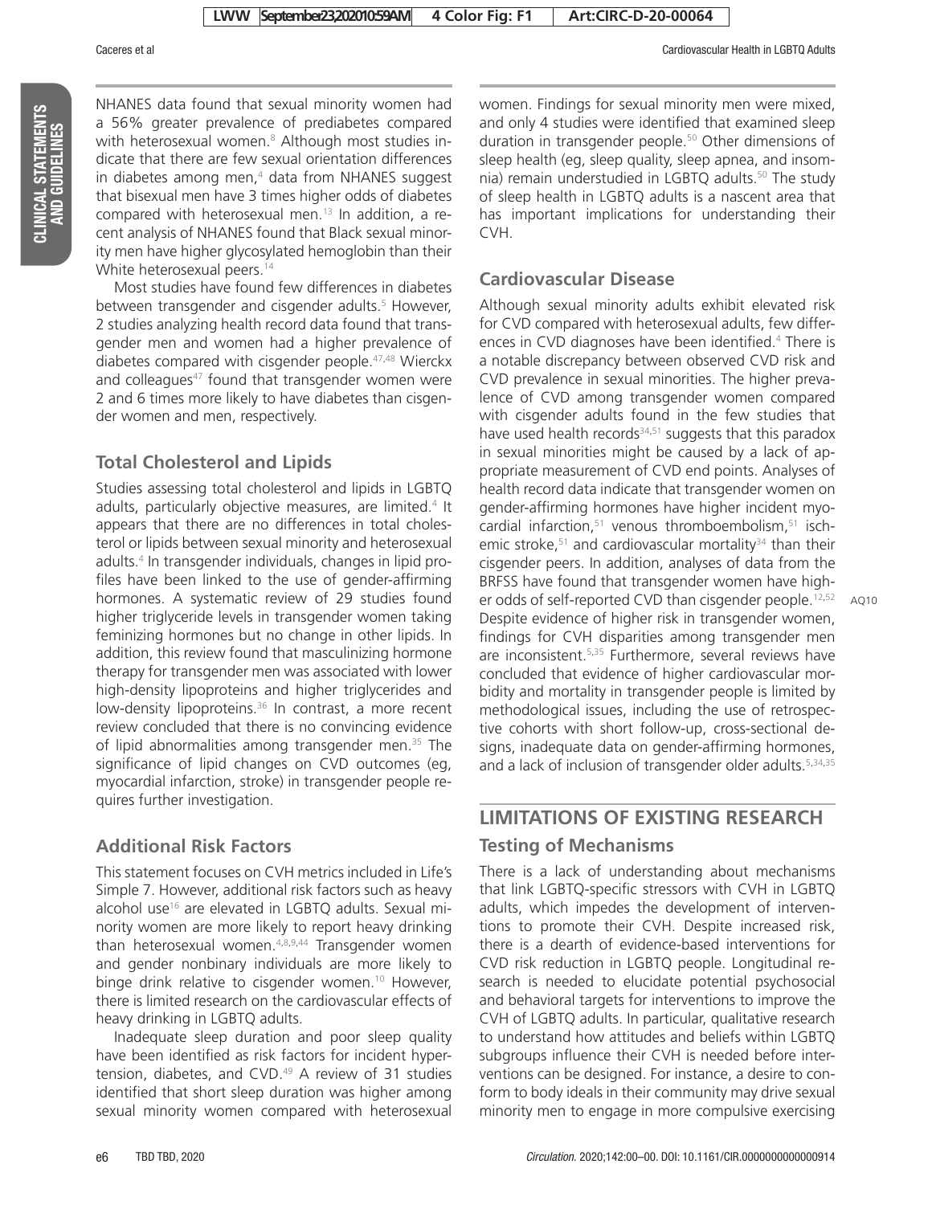NHANES data found that sexual minority women had a 56% greater prevalence of prediabetes compared with heterosexual women.[8] Although most studies indicate that there are few sexual orientation differences in diabetes among men,[4] data from NHANES suggest that bisexual men have 3 times higher odds of diabetes compared with heterosexual men.[13] In addition, a recent analysis of NHANES found that Black sexual minority men have higher glycosylated hemoglobin than their White heterosexual peers.[14]

Most studies have found few differences in diabetes between transgender and cisgender adults.[5] However, 2 studies analyzing health record data found that transgender men and women had a higher prevalence of diabetes compared with cisgender people.[47,48] Wierckx and colleagues[47] found that transgender women were 2 and 6 times more likely to have diabetes than cisgender women and men, respectively.

### Total Cholesterol and Lipids

Studies assessing total cholesterol and lipids in LGBTQ adults, particularly objective measures, are limited.[4] It appears that there are no differences in total cholesterol or lipids between sexual minority and heterosexual adults.[4] In transgender individuals, changes in lipid profiles have been linked to the use of gender-affirming hormones. A systematic review of 29 studies found higher triglyceride levels in transgender women taking feminizing hormones but no change in other lipids. In addition, this review found that masculinizing hormone therapy for transgender men was associated with lower high-density lipoproteins and higher triglycerides and low-density lipoproteins.[36] In contrast, a more recent review concluded that there is no convincing evidence of lipid abnormalities among transgender men.[35] The significance of lipid changes on CVD outcomes (eg, myocardial infarction, stroke) in transgender people requires further investigation.

### Additional Risk Factors

This statement focuses on CVH metrics included in Life's Simple 7. However, additional risk factors such as heavy alcohol use[16] are elevated in LGBTQ adults. Sexual minority women are more likely to report heavy drinking than heterosexual women.[4,8,9,44] Transgender women and gender nonbinary individuals are more likely to binge drink relative to cisgender women.[10] However, there is limited research on the cardiovascular effects of heavy drinking in LGBTQ adults.

Inadequate sleep duration and poor sleep quality have been identified as risk factors for incident hypertension, diabetes, and CVD.[49] A review of 31 studies identified that short sleep duration was higher among sexual minority women compared with heterosexual women. Findings for sexual minority men were mixed, and only 4 studies were identified that examined sleep duration in transgender people.[50] Other dimensions of sleep health (eg, sleep quality, sleep apnea, and insomnia) remain understudied in LGBTQ adults.[50] The study of sleep health in LGBTQ adults is a nascent area that has important implications for understanding their CVH.

### Cardiovascular Disease

Although sexual minority adults exhibit elevated risk for CVD compared with heterosexual adults, few differences in CVD diagnoses have been identified.[4] There is a notable discrepancy between observed CVD risk and CVD prevalence in sexual minorities. The higher prevalence of CVD among transgender women compared with cisgender adults found in the few studies that have used health records[34,51] suggests that this paradox in sexual minorities might be caused by a lack of appropriate measurement of CVD end points. Analyses of health record data indicate that transgender women on gender-affirming hormones have higher incident myocardial infarction,[51] venous thromboembolism,[51] ischemic stroke,[51] and cardiovascular mortality[34] than their cisgender peers. In addition, analyses of data from the BRFSS have found that transgender women have higher odds of self-reported CVD than cisgender people.[12,52] Despite evidence of higher risk in transgender women, findings for CVH disparities among transgender men are inconsistent.[5,35] Furthermore, several reviews have concluded that evidence of higher cardiovascular morbidity and mortality in transgender people is limited by methodological issues, including the use of retrospective cohorts with short follow-up, cross-sectional designs, inadequate data on gender-affirming hormones, and a lack of inclusion of transgender older adults.[5,34,35]

## LIMITATIONS OF EXISTING RESEARCH

### Testing of Mechanisms

There is a lack of understanding about mechanisms that link LGBTQ-specific stressors with CVH in LGBTQ adults, which impedes the development of interventions to promote their CVH. Despite increased risk, there is a dearth of evidence-based interventions for CVD risk reduction in LGBTQ people. Longitudinal research is needed to elucidate potential psychosocial and behavioral targets for interventions to improve the CVH of LGBTQ adults. In particular, qualitative research to understand how attitudes and beliefs within LGBTQ subgroups influence their CVH is needed before interventions can be designed. For instance, a desire to conform to body ideals in their community may drive sexual minority men to engage in more compulsive exercising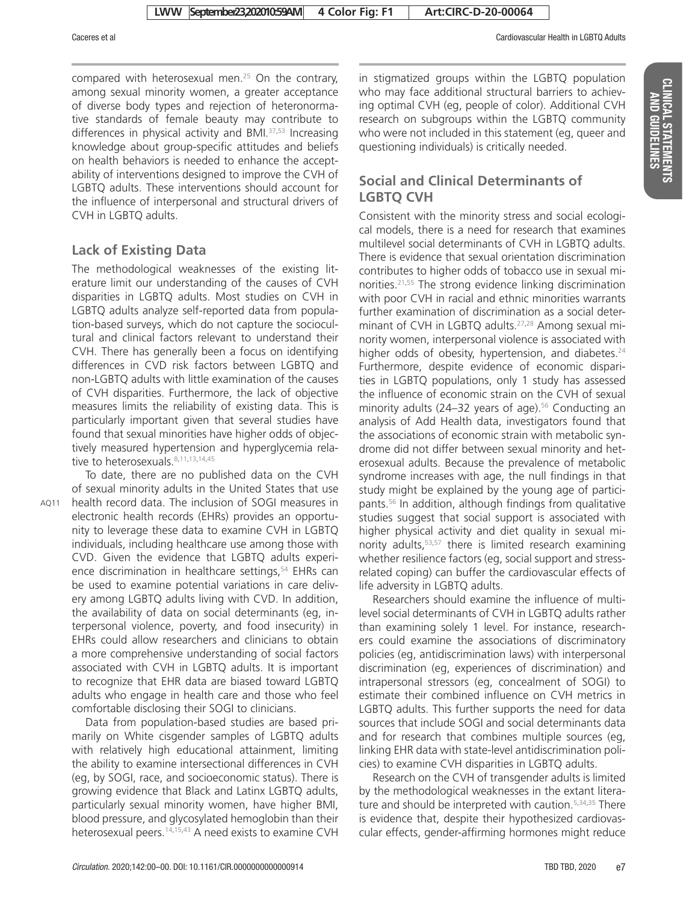compared with heterosexual men.[25] On the contrary, among sexual minority women, a greater acceptance of diverse body types and rejection of heteronormative standards of female beauty may contribute to differences in physical activity and BMI.[37,53] Increasing knowledge about group-specific attitudes and beliefs on health behaviors is needed to enhance the acceptability of interventions designed to improve the CVH of LGBTQ adults. These interventions should account for the influence of interpersonal and structural drivers of CVH in LGBTQ adults.

## Lack of Existing Data

The methodological weaknesses of the existing literature limit our understanding of the causes of CVH disparities in LGBTQ adults. Most studies on CVH in LGBTQ adults analyze self-reported data from population-based surveys, which do not capture the sociocultural and clinical factors relevant to understand their CVH. There has generally been a focus on identifying differences in CVD risk factors between LGBTQ and non-LGBTQ adults with little examination of the causes of CVH disparities. Furthermore, the lack of objective measures limits the reliability of existing data. This is particularly important given that several studies have found that sexual minorities have higher odds of objectively measured hypertension and hyperglycemia relative to heterosexuals.[8,11,13,14,45]

To date, there are no published data on the CVH of sexual minority adults in the United States that use health record data. The inclusion of SOGI measures in electronic health records (EHRs) provides an opportunity to leverage these data to examine CVH in LGBTQ individuals, including healthcare use among those with CVD. Given the evidence that LGBTQ adults experience discrimination in healthcare settings,[54] EHRs can be used to examine potential variations in care delivery among LGBTQ adults living with CVD. In addition, the availability of data on social determinants (eg, interpersonal violence, poverty, and food insecurity) in EHRs could allow researchers and clinicians to obtain a more comprehensive understanding of social factors associated with CVH in LGBTQ adults. It is important to recognize that EHR data are biased toward LGBTQ adults who engage in health care and those who feel comfortable disclosing their SOGI to clinicians.

Data from population-based studies are based primarily on White cisgender samples of LGBTQ adults with relatively high educational attainment, limiting the ability to examine intersectional differences in CVH (eg, by SOGI, race, and socioeconomic status). There is growing evidence that Black and Latinx LGBTQ adults, particularly sexual minority women, have higher BMI, blood pressure, and glycosylated hemoglobin than their heterosexual peers.[14,15,43] A need exists to examine CVH in stigmatized groups within the LGBTQ population who may face additional structural barriers to achieving optimal CVH (eg, people of color). Additional CVH research on subgroups within the LGBTQ community who were not included in this statement (eg, queer and questioning individuals) is critically needed.

## Social and Clinical Determinants of LGBTQ CVH

Consistent with the minority stress and social ecological models, there is a need for research that examines multilevel social determinants of CVH in LGBTQ adults. There is evidence that sexual orientation discrimination contributes to higher odds of tobacco use in sexual minorities.[21,55] The strong evidence linking discrimination with poor CVH in racial and ethnic minorities warrants further examination of discrimination as a social determinant of CVH in LGBTQ adults.[27,28] Among sexual minority women, interpersonal violence is associated with higher odds of obesity, hypertension, and diabetes.[24] Furthermore, despite evidence of economic disparities in LGBTQ populations, only 1 study has assessed the influence of economic strain on the CVH of sexual minority adults (24–32 years of age).[56] Conducting an analysis of Add Health data, investigators found that the associations of economic strain with metabolic syndrome did not differ between sexual minority and heterosexual adults. Because the prevalence of metabolic syndrome increases with age, the null findings in that study might be explained by the young age of participants.[56] In addition, although findings from qualitative studies suggest that social support is associated with higher physical activity and diet quality in sexual minority adults,[53,57] there is limited research examining whether resilience factors (eg, social support and stress-related coping) can buffer the cardiovascular effects of life adversity in LGBTQ adults.

Researchers should examine the influence of multilevel social determinants of CVH in LGBTQ adults rather than examining solely 1 level. For instance, researchers could examine the associations of discriminatory policies (eg, antidiscrimination laws) with interpersonal discrimination (eg, experiences of discrimination) and intrapersonal stressors (eg, concealment of SOGI) to estimate their combined influence on CVH metrics in LGBTQ adults. This further supports the need for data sources that include SOGI and social determinants data and for research that combines multiple sources (eg, linking EHR data with state-level antidiscrimination policies) to examine CVH disparities in LGBTQ adults.

Research on the CVH of transgender adults is limited by the methodological weaknesses in the extant literature and should be interpreted with caution.[5,34,35] There is evidence that, despite their hypothesized cardiovascular effects, gender-affirming hormones might reduce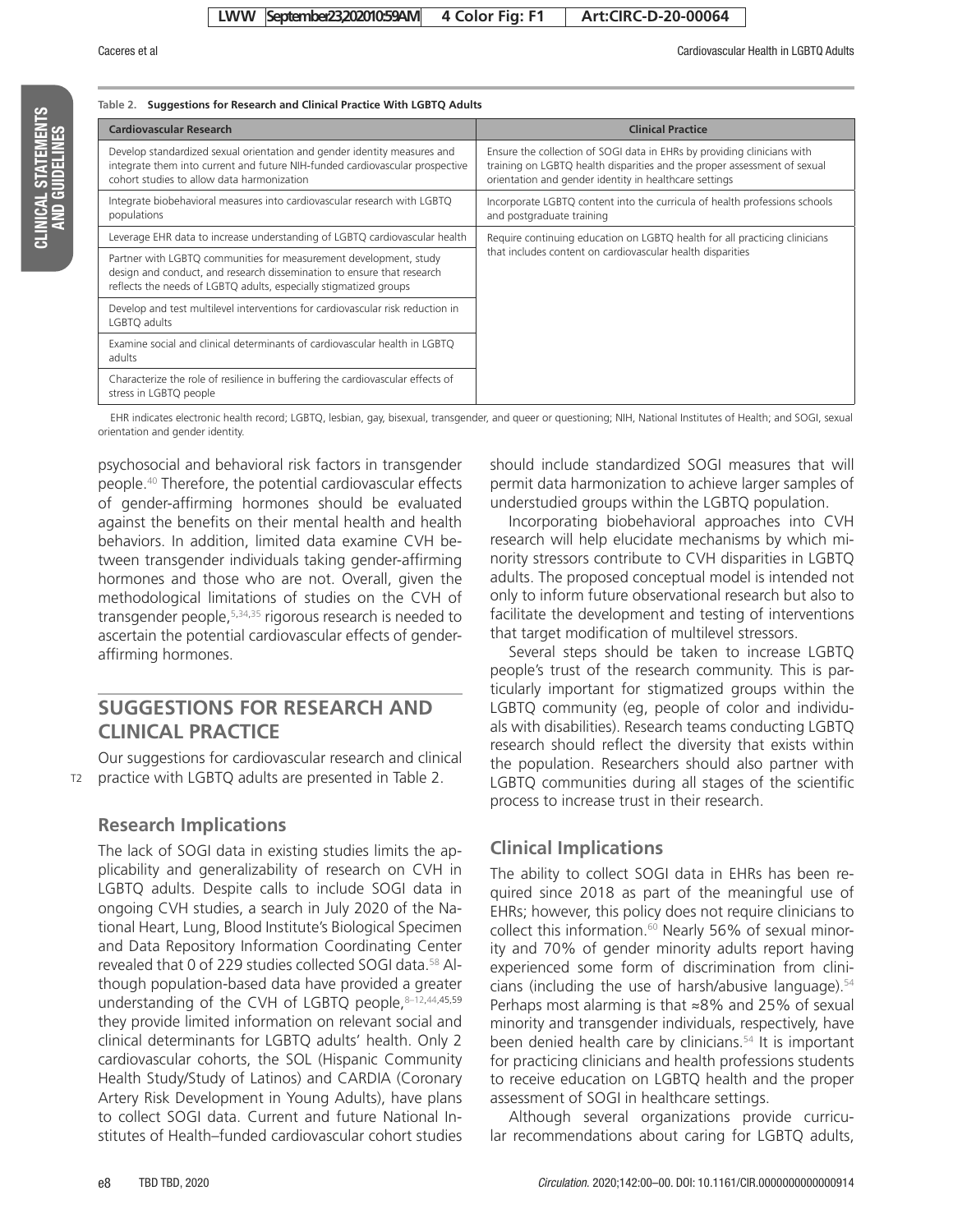**Table 2. Suggestions for Research and Clinical Practice With LGBTQ Adults**

| Cardiovascular Research | Clinical Practice |
|---|---|
| Develop standardized sexual orientation and gender identity measures and integrate them into current and future NIH-funded cardiovascular prospective cohort studies to allow data harmonization | Ensure the collection of SOGI data in EHRs by providing clinicians with training on LGBTQ health disparities and the proper assessment of sexual orientation and gender identity in healthcare settings |
| Integrate biobehavioral measures into cardiovascular research with LGBTQ populations | Incorporate LGBTQ content into the curricula of health professions schools and postgraduate training |
| Leverage EHR data to increase understanding of LGBTQ cardiovascular health | Require continuing education on LGBTQ health for all practicing clinicians that includes content on cardiovascular health disparities |
| Partner with LGBTQ communities for measurement development, study design and conduct, and research dissemination to ensure that research reflects the needs of LGBTQ adults, especially stigmatized groups | |
| Develop and test multilevel interventions for cardiovascular risk reduction in LGBTQ adults | |
| Examine social and clinical determinants of cardiovascular health in LGBTQ adults | |
| Characterize the role of resilience in buffering the cardiovascular effects of stress in LGBTQ people | |

EHR indicates electronic health record; LGBTQ, lesbian, gay, bisexual, transgender, and queer or questioning; NIH, National Institutes of Health; and SOGI, sexual orientation and gender identity.

psychosocial and behavioral risk factors in transgender people.[40] Therefore, the potential cardiovascular effects of gender-affirming hormones should be evaluated against the benefits on their mental health and health behaviors. In addition, limited data examine CVH between transgender individuals taking gender-affirming hormones and those who are not. Overall, given the methodological limitations of studies on the CVH of transgender people,[5,34,35] rigorous research is needed to ascertain the potential cardiovascular effects of gender-affirming hormones.

## SUGGESTIONS FOR RESEARCH AND CLINICAL PRACTICE

Our suggestions for cardiovascular research and clinical practice with LGBTQ adults are presented in Table 2.

### Research Implications

The lack of SOGI data in existing studies limits the applicability and generalizability of research on CVH in LGBTQ adults. Despite calls to include SOGI data in ongoing CVH studies, a search in July 2020 of the National Heart, Lung, Blood Institute's Biological Specimen and Data Repository Information Coordinating Center revealed that 0 of 229 studies collected SOGI data.[58] Although population-based data have provided a greater understanding of the CVH of LGBTQ people,[8–12,44,45,59] they provide limited information on relevant social and clinical determinants for LGBTQ adults' health. Only 2 cardiovascular cohorts, the SOL (Hispanic Community Health Study/Study of Latinos) and CARDIA (Coronary Artery Risk Development in Young Adults), have plans to collect SOGI data. Current and future National Institutes of Health–funded cardiovascular cohort studies should include standardized SOGI measures that will permit data harmonization to achieve larger samples of understudied groups within the LGBTQ population.

Incorporating biobehavioral approaches into CVH research will help elucidate mechanisms by which minority stressors contribute to CVH disparities in LGBTQ adults. The proposed conceptual model is intended not only to inform future observational research but also to facilitate the development and testing of interventions that target modification of multilevel stressors.

Several steps should be taken to increase LGBTQ people's trust of the research community. This is particularly important for stigmatized groups within the LGBTQ community (eg, people of color and individuals with disabilities). Research teams conducting LGBTQ research should reflect the diversity that exists within the population. Researchers should also partner with LGBTQ communities during all stages of the scientific process to increase trust in their research.

### Clinical Implications

The ability to collect SOGI data in EHRs has been required since 2018 as part of the meaningful use of EHRs; however, this policy does not require clinicians to collect this information.[60] Nearly 56% of sexual minority and 70% of gender minority adults report having experienced some form of discrimination from clinicians (including the use of harsh/abusive language).[54] Perhaps most alarming is that ≈8% and 25% of sexual minority and transgender individuals, respectively, have been denied health care by clinicians.[54] It is important for practicing clinicians and health professions students to receive education on LGBTQ health and the proper assessment of SOGI in healthcare settings.

Although several organizations provide curricular recommendations about caring for LGBTQ adults,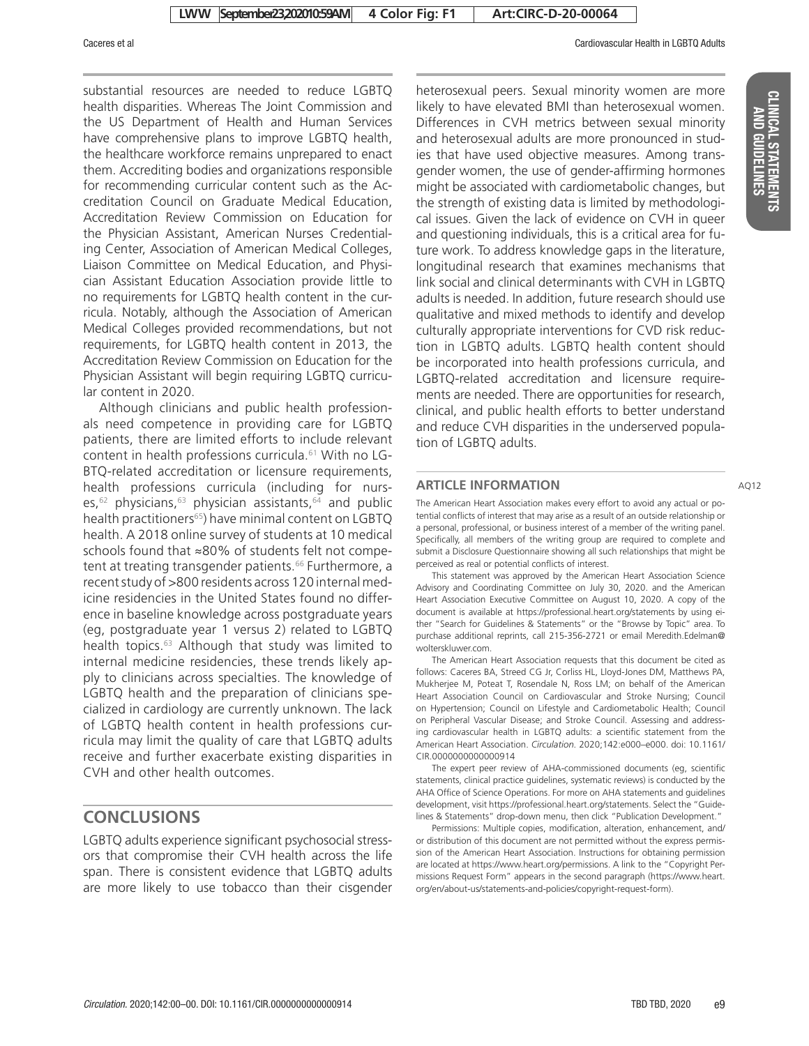substantial resources are needed to reduce LGBTQ health disparities. Whereas The Joint Commission and the US Department of Health and Human Services have comprehensive plans to improve LGBTQ health, the healthcare workforce remains unprepared to enact them. Accrediting bodies and organizations responsible for recommending curricular content such as the Accreditation Council on Graduate Medical Education, Accreditation Review Commission on Education for the Physician Assistant, American Nurses Credentialing Center, Association of American Medical Colleges, Liaison Committee on Medical Education, and Physician Assistant Education Association provide little to no requirements for LGBTQ health content in the curricula. Notably, although the Association of American Medical Colleges provided recommendations, but not requirements, for LGBTQ health content in 2013, the Accreditation Review Commission on Education for the Physician Assistant will begin requiring LGBTQ curricular content in 2020.

Although clinicians and public health professionals need competence in providing care for LGBTQ patients, there are limited efforts to include relevant content in health professions curricula.[61] With no LGBTQ-related accreditation or licensure requirements, health professions curricula (including for nurses,[62] physicians,[63] physician assistants,[64] and public health practitioners[65]) have minimal content on LGBTQ health. A 2018 online survey of students at 10 medical schools found that ≈80% of students felt not competent at treating transgender patients.[66] Furthermore, a recent study of >800 residents across 120 internal medicine residencies in the United States found no difference in baseline knowledge across postgraduate years (eg, postgraduate year 1 versus 2) related to LGBTQ health topics.[63] Although that study was limited to internal medicine residencies, these trends likely apply to clinicians across specialties. The knowledge of LGBTQ health and the preparation of clinicians specialized in cardiology are currently unknown. The lack of LGBTQ health content in health professions curricula may limit the quality of care that LGBTQ adults receive and further exacerbate existing disparities in CVH and other health outcomes.

## CONCLUSIONS

LGBTQ adults experience significant psychosocial stressors that compromise their CVH health across the life span. There is consistent evidence that LGBTQ adults are more likely to use tobacco than their cisgender heterosexual peers. Sexual minority women are more likely to have elevated BMI than heterosexual women. Differences in CVH metrics between sexual minority and heterosexual adults are more pronounced in studies that have used objective measures. Among transgender women, the use of gender-affirming hormones might be associated with cardiometabolic changes, but the strength of existing data is limited by methodological issues. Given the lack of evidence on CVH in queer and questioning individuals, this is a critical area for future work. To address knowledge gaps in the literature, longitudinal research that examines mechanisms that link social and clinical determinants with CVH in LGBTQ adults is needed. In addition, future research should use qualitative and mixed methods to identify and develop culturally appropriate interventions for CVD risk reduction in LGBTQ adults. LGBTQ health content should be incorporated into health professions curricula, and LGBTQ-related accreditation and licensure requirements are needed. There are opportunities for research, clinical, and public health efforts to better understand and reduce CVH disparities in the underserved population of LGBTQ adults.

## ARTICLE INFORMATION

The American Heart Association makes every effort to avoid any actual or potential conflicts of interest that may arise as a result of an outside relationship or a personal, professional, or business interest of a member of the writing panel. Specifically, all members of the writing group are required to complete and submit a Disclosure Questionnaire showing all such relationships that might be perceived as real or potential conflicts of interest.

This statement was approved by the American Heart Association Science Advisory and Coordinating Committee on July 30, 2020. and the American Heart Association Executive Committee on August 10, 2020. A copy of the document is available at https://professional.heart.org/statements by using either "Search for Guidelines & Statements" or the "Browse by Topic" area. To purchase additional reprints, call 215-356-2721 or email Meredith.Edelman@wolterskluwer.com.

The American Heart Association requests that this document be cited as follows: Caceres BA, Streed CG Jr, Corliss HL, Lloyd-Jones DM, Matthews PA, Mukherjee M, Poteat T, Rosendale N, Ross LM; on behalf of the American Heart Association Council on Cardiovascular and Stroke Nursing; Council on Hypertension; Council on Lifestyle and Cardiometabolic Health; Council on Peripheral Vascular Disease; and Stroke Council. Assessing and addressing cardiovascular health in LGBTQ adults: a scientific statement from the American Heart Association. *Circulation*. 2020;142:e000–e000. doi: 10.1161/CIR.0000000000000914

The expert peer review of AHA-commissioned documents (eg, scientific statements, clinical practice guidelines, systematic reviews) is conducted by the AHA Office of Science Operations. For more on AHA statements and guidelines development, visit https://professional.heart.org/statements. Select the "Guidelines & Statements" drop-down menu, then click "Publication Development."

Permissions: Multiple copies, modification, alteration, enhancement, and/or distribution of this document are not permitted without the express permission of the American Heart Association. Instructions for obtaining permission are located at https://www.heart.org/permissions. A link to the "Copyright Permissions Request Form" appears in the second paragraph (https://www.heart.org/en/about-us/statements-and-policies/copyright-request-form).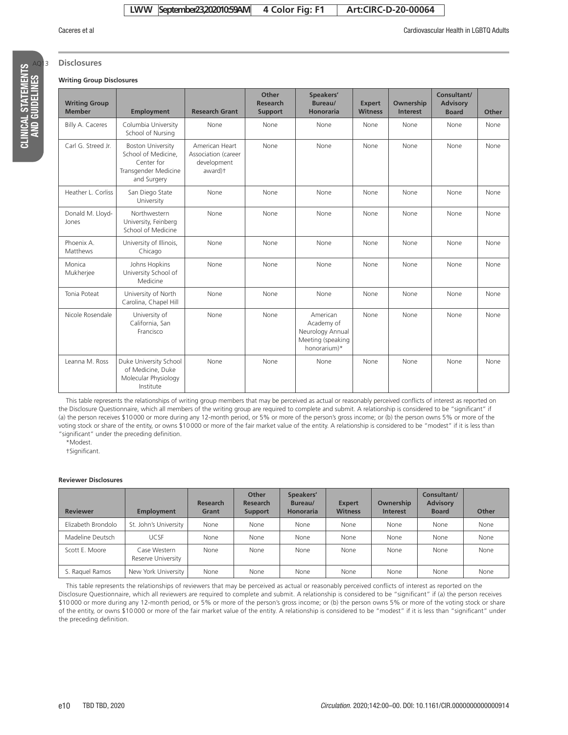## Disclosures

**Writing Group Disclosures**

| Writing Group Member | Employment | Research Grant | Other Research Support | Speakers' Bureau/ Honoraria | Expert Witness | Ownership Interest | Consultant/ Advisory Board | Other |
|---|---|---|---|---|---|---|---|---|
| Billy A. Caceres | Columbia University School of Nursing | None | None | None | None | None | None | None |
| Carl G. Streed Jr. | Boston University School of Medicine, Center for Transgender Medicine and Surgery | American Heart Association (career development award)† | None | None | None | None | None | None |
| Heather L. Corliss | San Diego State University | None | None | None | None | None | None | None |
| Donald M. Lloyd-Jones | Northwestern University, Feinberg School of Medicine | None | None | None | None | None | None | None |
| Phoenix A. Matthews | University of Illinois, Chicago | None | None | None | None | None | None | None |
| Monica Mukherjee | Johns Hopkins University School of Medicine | None | None | None | None | None | None | None |
| Tonia Poteat | University of North Carolina, Chapel Hill | None | None | None | None | None | None | None |
| Nicole Rosendale | University of California, San Francisco | None | None | American Academy of Neurology Annual Meeting (speaking honorarium)* | None | None | None | None |
| Leanna M. Ross | Duke University School of Medicine, Duke Molecular Physiology Institute | None | None | None | None | None | None | None |

This table represents the relationships of writing group members that may be perceived as actual or reasonably perceived conflicts of interest as reported on the Disclosure Questionnaire, which all members of the writing group are required to complete and submit. A relationship is considered to be "significant" if (a) the person receives \$10 000 or more during any 12-month period, or 5% or more of the person's gross income; or (b) the person owns 5% or more of the voting stock or share of the entity, or owns \$10 000 or more of the fair market value of the entity. A relationship is considered to be "modest" if it is less than "significant" under the preceding definition.

*Modest.

†Significant.

**Reviewer Disclosures**

| Reviewer | Employment | Research Grant | Other Research Support | Speakers' Bureau/ Honoraria | Expert Witness | Ownership Interest | Consultant/ Advisory Board | Other |
|---|---|---|---|---|---|---|---|---|
| Elizabeth Brondolo | St. John's University | None | None | None | None | None | None | None |
| Madeline Deutsch | UCSF | None | None | None | None | None | None | None |
| Scott E. Moore | Case Western Reserve University | None | None | None | None | None | None | None |
| S. Raquel Ramos | New York University | None | None | None | None | None | None | None |

This table represents the relationships of reviewers that may be perceived as actual or reasonably perceived conflicts of interest as reported on the Disclosure Questionnaire, which all reviewers are required to complete and submit. A relationship is considered to be "significant" if (a) the person receives \$10 000 or more during any 12-month period, or 5% or more of the person's gross income; or (b) the person owns 5% or more of the voting stock or share of the entity, or owns \$10 000 or more of the fair market value of the entity. A relationship is considered to be "modest" if it is less than "significant" under the preceding definition.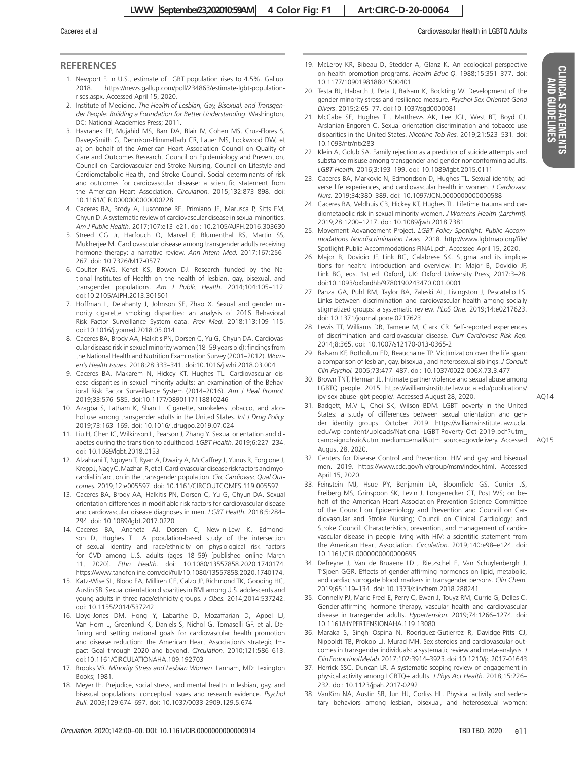## REFERENCES

1. Newport F. In U.S., estimate of LGBT population rises to 4.5%. Gallup. 2018. https://news.gallup.com/poll/234863/estimate-lgbt-population-rises.aspx. Accessed April 15, 2020.
2. Institute of Medicine. *The Health of Lesbian, Gay, Bisexual, and Transgender People: Building a Foundation for Better Understanding*. Washington, DC: National Academies Press; 2011.
3. Havranek EP, Mujahid MS, Barr DA, Blair IV, Cohen MS, Cruz-Flores S, Davey-Smith G, Dennison-Himmelfarb CR, Lauer MS, Lockwood DW, et al; on behalf of the American Heart Association Council on Quality of Care and Outcomes Research, Council on Epidemiology and Prevention, Council on Cardiovascular and Stroke Nursing, Council on Lifestyle and Cardiometabolic Health, and Stroke Council. Social determinants of risk and outcomes for cardiovascular disease: a scientific statement from the American Heart Association. *Circulation.* 2015;132:873–898. doi: 10.1161/CIR.0000000000000228
4. Caceres BA, Brody A, Luscombe RE, Primiano JE, Marusca P, Sitts EM, Chyun D. A systematic review of cardiovascular disease in sexual minorities. *Am J Public Health.* 2017;107:e13–e21. doi: 10.2105/AJPH.2016.303630
5. Streed CG Jr, Harfouch O, Marvel F, Blumenthal RS, Martin SS, Mukherjee M. Cardiovascular disease among transgender adults receiving hormone therapy: a narrative review. *Ann Intern Med.* 2017;167:256–267. doi: 10.7326/M17-0577
6. Coulter RWS, Kenst KS, Bowen DJ. Research funded by the National Institutes of Health on the health of lesbian, gay, bisexual, and transgender populations. *Am J Public Health*. 2014;104:105–112. doi:10.2105/AJPH.2013.301501
7. Hoffman L, Delahanty J, Johnson SE, Zhao X. Sexual and gender minority cigarette smoking disparities: an analysis of 2016 Behavioral Risk Factor Surveillance System data. *Prev Med*. 2018;113:109–115. doi:10.1016/j.ypmed.2018.05.014
8. Caceres BA, Brody AA, Halkitis PN, Dorsen C, Yu G, Chyun DA. Cardiovascular disease risk in sexual minority women (18–59 years old): findings from the National Health and Nutrition Examination Survey (2001–2012). *Women's Health Issues*. 2018;28:333–341. doi:10.1016/j.whi.2018.03.004
9. Caceres BA, Makarem N, Hickey KT, Hughes TL. Cardiovascular disease disparities in sexual minority adults: an examination of the Behavioral Risk Factor Surveillance System (2014–2016). *Am J Heal Promot*. 2019;33:576–585. doi:10.1177/0890117118810246
10. Azagba S, Latham K, Shan L. Cigarette, smokeless tobacco, and alcohol use among transgender adults in the United States. *Int J Drug Policy.* 2019;73:163–169. doi: 10.1016/j.drugpo.2019.07.024
11. Liu H, Chen IC, Wilkinson L, Pearson J, Zhang Y. Sexual orientation and diabetes during the transition to adulthood. *LGBT Health.* 2019;6:227–234. doi: 10.1089/lgbt.2018.0153
12. Alzahrani T, Nguyen T, Ryan A, Dwairy A, McCaffrey J, Yunus R, Forgione J, Krepp J, Nagy C, Mazhari R, et al. Cardiovascular disease risk factors and myocardial infarction in the transgender population. *Circ Cardiovasc Qual Outcomes.* 2019;12:e005597. doi: 10.1161/CIRCOUTCOMES.119.005597
13. Caceres BA, Brody AA, Halkitis PN, Dorsen C, Yu G, Chyun DA. Sexual orientation differences in modifiable risk factors for cardiovascular disease and cardiovascular disease diagnoses in men. *LGBT Health.* 2018;5:284–294. doi: 10.1089/lgbt.2017.0220
14. Caceres BA, Ancheta AJ, Dorsen C, Newlin-Lew K, Edmondson D, Hughes TL. A population-based study of the intersection of sexual identity and race/ethnicity on physiological risk factors for CVD among U.S. adults (ages 18–59) [published online March 11, 2020]. *Ethn Health*. doi: 10.1080/13557858.2020.1740174. https://www.tandfonline.com/doi/full/10.1080/13557858.2020.1740174.
15. Katz-Wise SL, Blood EA, Milliren CE, Calzo JP, Richmond TK, Gooding HC, Austin SB. Sexual orientation disparities in BMI among U.S. adolescents and young adults in three race/ethnicity groups. *J Obes.* 2014;2014:537242. doi: 10.1155/2014/537242
16. Lloyd-Jones DM, Hong Y, Labarthe D, Mozaffarian D, Appel LJ, Van Horn L, Greenlund K, Daniels S, Nichol G, Tomaselli GF, et al. Defining and setting national goals for cardiovascular health promotion and disease reduction: the American Heart Association's strategic Impact Goal through 2020 and beyond. *Circulation*. 2010;121:586–613. doi:10.1161/CIRCULATIONAHA.109.192703
17. Brooks VR. *Minority Stress and Lesbian Women*. Lanham, MD: Lexington Books; 1981.
18. Meyer IH. Prejudice, social stress, and mental health in lesbian, gay, and bisexual populations: conceptual issues and research evidence. *Psychol Bull.* 2003;129:674–697. doi: 10.1037/0033-2909.129.5.674
19. McLeroy KR, Bibeau D, Steckler A, Glanz K. An ecological perspective on health promotion programs. *Health Educ Q.* 1988;15:351–377. doi: 10.1177/109019818801500401
20. Testa RJ, Habarth J, Peta J, Balsam K, Bockting W. Development of the gender minority stress and resilience measure. *Psychol Sex Orientat Gend Divers*. 2015;2:65–77. doi:10.1037/sgd0000081
21. McCabe SE, Hughes TL, Matthews AK, Lee JGL, West BT, Boyd CJ, Arslanian-Engoren C. Sexual orientation discrimination and tobacco use disparities in the United States. *Nicotine Tob Res.* 2019;21:523–531. doi: 10.1093/ntr/ntx283
22. Klein A, Golub SA. Family rejection as a predictor of suicide attempts and substance misuse among transgender and gender nonconforming adults. *LGBT Health.* 2016;3:193–199. doi: 10.1089/lgbt.2015.0111
23. Caceres BA, Markovic N, Edmondson D, Hughes TL. Sexual identity, adverse life experiences, and cardiovascular health in women. *J Cardiovasc Nurs.* 2019;34:380–389. doi: 10.1097/JCN.0000000000000588
24. Caceres BA, Veldhuis CB, Hickey KT, Hughes TL. Lifetime trauma and cardiometabolic risk in sexual minority women. *J Womens Health (Larchmt).* 2019;28:1200–1217. doi: 10.1089/jwh.2018.7381
25. Movement Advancement Project. *LGBT Policy Spotlight: Public Accommodations Nondiscrimination Laws*. 2018. http://www.lgbtmap.org/file/Spotlight-Public-Accommodations-FINAL.pdf. Accessed April 15, 2020.
26. Major B, Dovidio JF, Link BG, Calabrese SK. Stigma and its implications for health: introduction and overview. In: Major B, Dovidio JF, Link BG, eds. 1st ed. Oxford, UK: Oxford University Press; 2017:3–28. doi:10.1093/oxfordhb/9780190243470.001.0001
27. Panza GA, Puhl RM, Taylor BA, Zaleski AL, Livingston J, Pescatello LS. Links between discrimination and cardiovascular health among socially stigmatized groups: a systematic review. *PLoS One.* 2019;14:e0217623. doi: 10.1371/journal.pone.0217623
28. Lewis TT, Williams DR, Tamene M, Clark CR. Self-reported experiences of discrimination and cardiovascular disease. *Curr Cardiovasc Risk Rep.* 2014;8:365. doi: 10.1007/s12170-013-0365-2
29. Balsam KF, Rothblum ED, Beauchaine TP. Victimization over the life span: a comparison of lesbian, gay, bisexual, and heterosexual siblings. *J Consult Clin Psychol.* 2005;73:477–487. doi: 10.1037/0022-006X.73.3.477
30. Brown TNT, Herman JL. Intimate partner violence and sexual abuse among LGBTQ people. 2015. https://williamsinstitute.law.ucla.edu/publications/ipv-sex-abuse-lgbt-people/. Accessed August 28, 2020. AQ14
31. Badgett, M.V L, Choi SK, Wilson BDM. LGBT poverty in the United States: a study of differences between sexual orientation and gender identity groups. October 2019. https://williamsinstitute.law.ucla.edu/wp-content/uploads/National-LGBT-Poverty-Oct-2019.pdf?utm_campaign=hsric&utm_medium=email&utm_source=govdelivery. Accessed August 28, 2020. AQ15
32. Centers for Disease Control and Prevention. HIV and gay and bisexual men. 2019. https://www.cdc.gov/hiv/group/msm/index.html. Accessed April 15, 2020.
33. Feinstein MJ, Hsue PY, Benjamin LA, Bloomfield GS, Currier JS, Freiberg MS, Grinspoon SK, Levin J, Longenecker CT, Post WS; on behalf of the American Heart Association Prevention Science Committee of the Council on Epidemiology and Prevention and Council on Cardiovascular and Stroke Nursing; Council on Clinical Cardiology; and Stroke Council. Characteristics, prevention, and management of cardiovascular disease in people living with HIV: a scientific statement from the American Heart Association. *Circulation*. 2019;140:e98–e124. doi: 10.1161/CIR.0000000000000695
34. Defreyne J, Van de Bruaene LDL, Rietzschel E, Van Schuylenbergh J, T'Sjoen GGR. Effects of gender-affirming hormones on lipid, metabolic, and cardiac surrogate blood markers in transgender persons. *Clin Chem.* 2019;65:119–134. doi: 10.1373/clinchem.2018.288241
35. Connelly PJ, Marie Freel E, Perry C, Ewan J, Touyz RM, Currie G, Delles C. Gender-affirming hormone therapy, vascular health and cardiovascular disease in transgender adults. *Hypertension.* 2019;74:1266–1274. doi: 10.1161/HYPERTENSIONAHA.119.13080
36. Maraka S, Singh Ospina N, Rodriguez-Gutierrez R, Davidge-Pitts CJ, Nippoldt TB, Prokop LJ, Murad MH. Sex steroids and cardiovascular outcomes in transgender individuals: a systematic review and meta-analysis. *J Clin Endocrinol Metab.* 2017;102:3914–3923. doi: 10.1210/jc.2017-01643
37. Herrick SSC, Duncan LR. A systematic scoping review of engagement in physical activity among LGBTQ+ adults. *J Phys Act Health.* 2018;15:226–232. doi: 10.1123/jpah.2017-0292
38. VanKim NA, Austin SB, Jun HJ, Corliss HL. Physical activity and sedentary behaviors among lesbian, bisexual, and heterosexual women: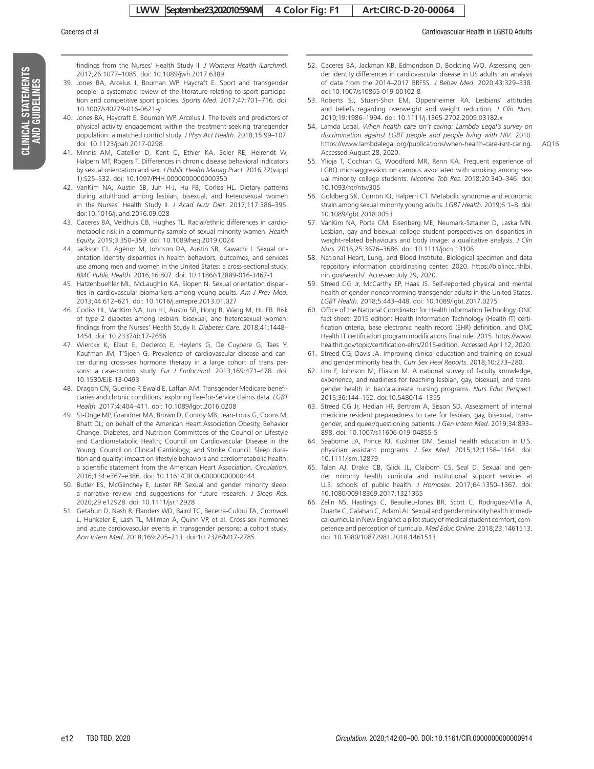findings from the Nurses' Health Study II. *J Womens Health (Larchmt)*. 2017;26:1077–1085. doi: 10.1089/jwh.2017.6389

39. Jones BA, Arcelus J, Bouman WP, Haycraft E. Sport and transgender people: a systematic review of the literature relating to sport participation and competitive sport policies. *Sports Med.* 2017;47:701–716. doi: 10.1007/s40279-016-0621-y
40. Jones BA, Haycraft E, Bouman WP, Arcelus J. The levels and predictors of physical activity engagement within the treatment-seeking transgender population: a matched control study. *J Phys Act Health.* 2018;15:99–107. doi: 10.1123/jpah.2017-0298
41. Minnis AM, Catellier D, Kent C, Ethier KA, Soler RE, Heirendt W, Halpern MT, Rogers T. Differences in chronic disease behavioral indicators by sexual orientation and sex. *J Public Health Manag Pract.* 2016;22(suppl 1):S25–S32. doi: 10.1097/PHH.0000000000000350
42. VanKim NA, Austin SB, Jun H-J, Hu FB, Corliss HL. Dietary patterns during adulthood among lesbian, bisexual, and heterosexual women in the Nurses' Health Study II. *J Acad Nutr Diet*. 2017;117:386–395. doi:10.1016/j.jand.2016.09.028
43. Caceres BA, Veldhuis CB, Hughes TL. Racial/ethnic differences in cardiometabolic risk in a community sample of sexual minority women. *Health Equity.* 2019;3:350–359. doi: 10.1089/heq.2019.0024
44. Jackson CL, Agénor M, Johnson DA, Austin SB, Kawachi I. Sexual orientation identity disparities in health behaviors, outcomes, and services use among men and women in the United States: a cross-sectional study. *BMC Public Health.* 2016;16:807. doi: 10.1186/s12889-016-3467-1
45. Hatzenbuehler ML, McLaughlin KA, Slopen N. Sexual orientation disparities in cardiovascular biomarkers among young adults. *Am J Prev Med.* 2013;44:612–621. doi: 10.1016/j.amepre.2013.01.027
46. Corliss HL, VanKim NA, Jun HJ, Austin SB, Hong B, Wang M, Hu FB. Risk of type 2 diabetes among lesbian, bisexual, and heterosexual women: findings from the Nurses' Health Study II. *Diabetes Care.* 2018;41:1448–1454. doi: 10.2337/dc17-2656
47. Wierckx K, Elaut E, Declercq E, Heylens G, De Cuypere G, Taes Y, Kaufman JM, T'Sjoen G. Prevalence of cardiovascular disease and cancer during cross-sex hormone therapy in a large cohort of trans persons: a case-control study. *Eur J Endocrinol.* 2013;169:471–478. doi: 10.1530/EJE-13-0493
48. Dragon CN, Guerino P, Ewald E, Laffan AM. Transgender Medicare beneficiaries and chronic conditions: exploring Fee-for-Service claims data. *LGBT Health.* 2017;4:404–411. doi: 10.1089/lgbt.2016.0208
49. St-Onge MP, Grandner MA, Brown D, Conroy MB, Jean-Louis G, Coons M, Bhatt DL; on behalf of the American Heart Association Obesity, Behavior Change, Diabetes, and Nutrition Committees of the Council on Lifestyle and Cardiometabolic Health; Council on Cardiovascular Disease in the Young; Council on Clinical Cardiology; and Stroke Council. Sleep duration and quality: impact on lifestyle behaviors and cardiometabolic health: a scientific statement from the American Heart Association. *Circulation.* 2016;134:e367–e386. doi: 10.1161/CIR.0000000000000444
50. Butler ES, McGlinchey E, Juster RP. Sexual and gender minority sleep: a narrative review and suggestions for future research. *J Sleep Res.* 2020;29:e12928. doi: 10.1111/jsr.12928
51. Getahun D, Nash R, Flanders WD, Baird TC, Becerra-Culqui TA, Cromwell L, Hunkeler E, Lash TL, Millman A, Quinn VP, et al. Cross-sex hormones and acute cardiovascular events in transgender persons: a cohort study. *Ann Intern Med*. 2018;169:205–213. doi:10.7326/M17-2785
52. Caceres BA, Jackman KB, Edmondson D, Bockting WO. Assessing gender identity differences in cardiovascular disease in US adults: an analysis of data from the 2014–2017 BRFSS. *J Behav Med*. 2020;43:329–338. doi:10.1007/s10865-019-00102-8
53. Roberts SJ, Stuart-Shor EM, Oppenheimer RA. Lesbians' attitudes and beliefs regarding overweight and weight reduction. *J Clin Nurs.* 2010;19:1986–1994. doi: 10.1111/j.1365-2702.2009.03182.x
54. Lamda Legal. *When health care isn't caring: Lambda Legal's survey on discrimination against LGBT people and people living with HIV*. 2010. https://www.lambdalegal.org/publications/when-health-care-isnt-caring. Accessed August 28, 2020. AQ16
55. Ylioja T, Cochran G, Woodford MR, Renn KA. Frequent experience of LGBQ microaggression on campus associated with smoking among sexual minority college students. *Nicotine Tob Res.* 2018;20:340–346. doi: 10.1093/ntr/ntw305
56. Goldberg SK, Conron KJ, Halpern CT. Metabolic syndrome and economic strain among sexual minority young adults. *LGBT Health.* 2019;6:1–8. doi: 10.1089/lgbt.2018.0053
57. VanKim NA, Porta CM, Eisenberg ME, Neumark-Sztainer D, Laska MN. Lesbian, gay and bisexual college student perspectives on disparities in weight-related behaviours and body image: a qualitative analysis. *J Clin Nurs.* 2016;25:3676–3686. doi: 10.1111/jocn.13106
58. National Heart, Lung, and Blood Institute. Biological specimen and data repository information coordinating center. 2020. https://biolincc.nhlbi.nih.gov/search/. Accessed July 29, 2020.
59. Streed CG Jr, McCarthy EP, Haas JS. Self-reported physical and mental health of gender nonconforming transgender adults in the United States. *LGBT Health.* 2018;5:443–448. doi: 10.1089/lgbt.2017.0275
60. Office of the National Coordinator for Health Information Technology. ONC fact sheet: 2015 edition: Health Information Technology (Health IT) certification criteria, base electronic health record (EHR) definition, and ONC Health IT certification program modifications final rule. 2015. https://www.healthit.gov/topic/certification-ehrs/2015-edition. Accessed April 12, 2020.
61. Streed CG, Davis JA. Improving clinical education and training on sexual and gender minority health. *Curr Sex Heal Reports*. 2018;10:273–280.
62. Lim F, Johnson M, Eliason M. A national survey of faculty knowledge, experience, and readiness for teaching lesbian, gay, bisexual, and transgender health in baccalaureate nursing programs. *Nurs Educ Perspect*. 2015;36:144–152. doi:10.5480/14–1355
63. Streed CG Jr, Hedian HF, Bertram A, Sisson SD. Assessment of internal medicine resident preparedness to care for lesbian, gay, bisexual, transgender, and queer/questioning patients. *J Gen Intern Med.* 2019;34:893–898. doi: 10.1007/s11606-019-04855-5
64. Seaborne LA, Prince RJ, Kushner DM. Sexual health education in U.S. physician assistant programs. *J Sex Med.* 2015;12:1158–1164. doi: 10.1111/jsm.12879
65. Talan AJ, Drake CB, Glick JL, Claiborn CS, Seal D. Sexual and gender minority health curricula and institutional support services at U.S. schools of public health. *J Homosex.* 2017;64:1350–1367. doi: 10.1080/00918369.2017.1321365
66. Zelin NS, Hastings C, Beaulieu-Jones BR, Scott C, Rodriguez-Villa A, Duarte C, Calahan C, Adami AJ. Sexual and gender minority health in medical curricula in New England: a pilot study of medical student comfort, competence and perception of curricula. *Med Educ Online.* 2018;23:1461513. doi: 10.1080/10872981.2018.1461513